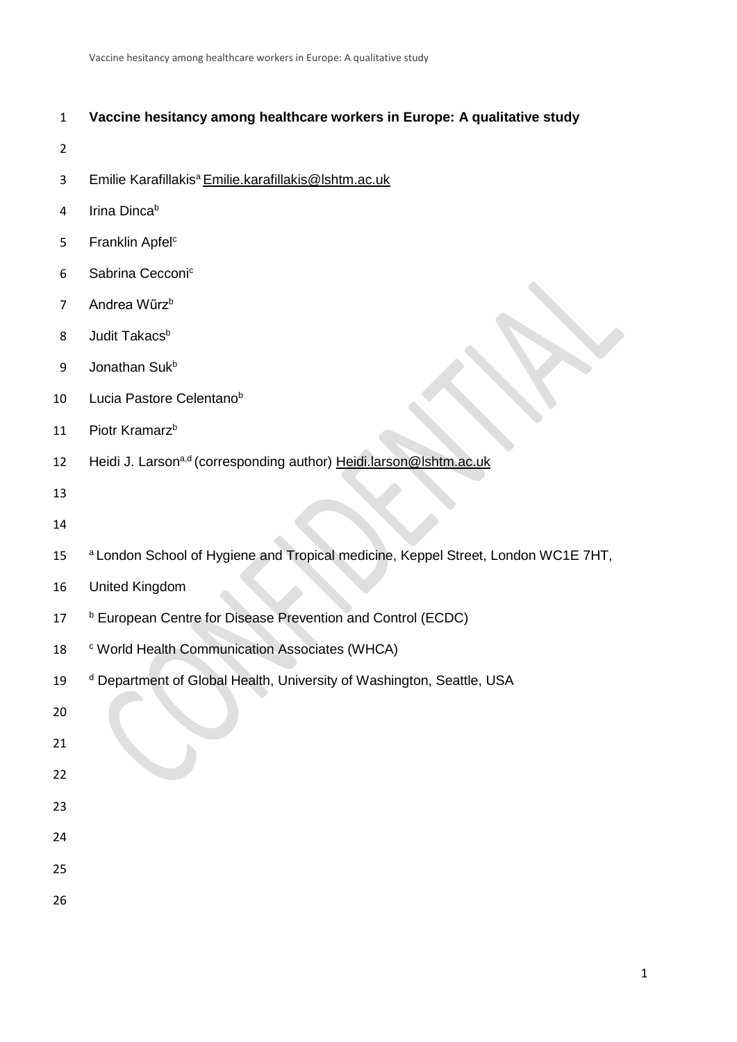# Vaccine hesitancy among healthcare workers in Europe: A qualitative study

Emilie Karafillakis[a] Emilie.karafillakis@lshtm.ac.uk

Irina Dinca[b]

Franklin Apfel[c]

Sabrina Cecconi[c]

Andrea Wűrz[b]

Judit Takacs[b]

Jonathan Suk[b]

Lucia Pastore Celentano[b]

Piotr Kramarz[b]

Heidi J. Larson[a,d] (corresponding author) Heidi.larson@lshtm.ac.uk

[a] London School of Hygiene and Tropical medicine, Keppel Street, London WC1E 7HT, United Kingdom

[b] European Centre for Disease Prevention and Control (ECDC)

[c] World Health Communication Associates (WHCA)

[d] Department of Global Health, University of Washington, Seattle, USA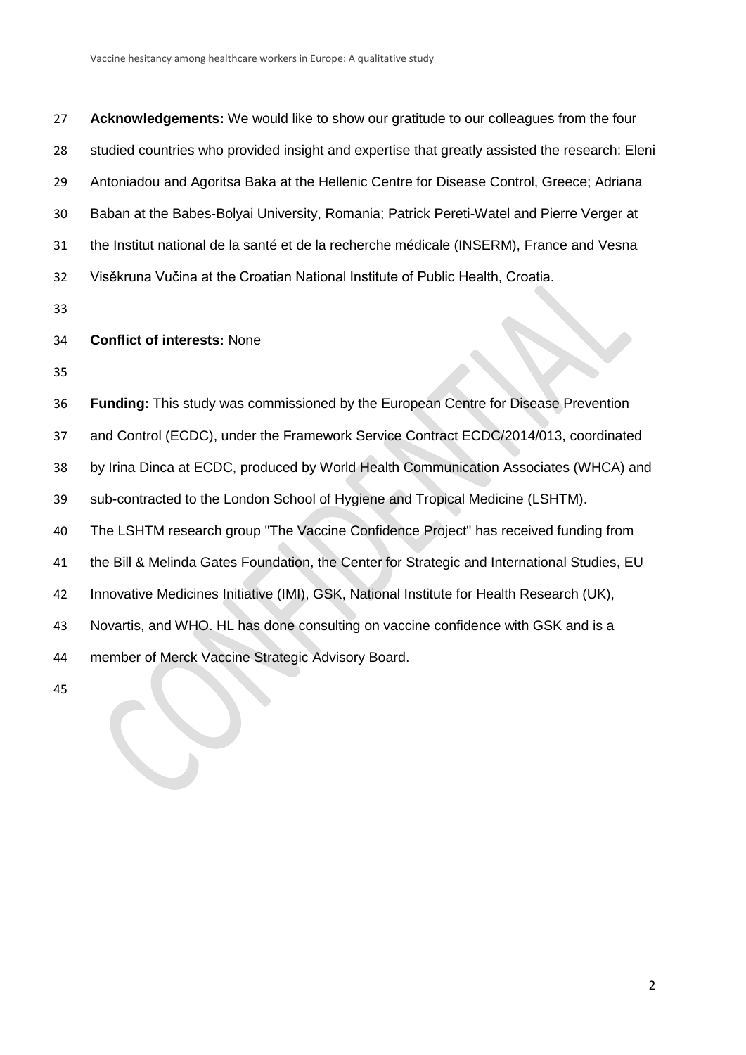**Acknowledgements:** We would like to show our gratitude to our colleagues from the four studied countries who provided insight and expertise that greatly assisted the research: Eleni Antoniadou and Agoritsa Baka at the Hellenic Centre for Disease Control, Greece; Adriana Baban at the Babes-Bolyai University, Romania; Patrick Pereti-Watel and Pierre Verger at the Institut national de la santé et de la recherche médicale (INSERM), France and Vesna Visěkruna Vučina at the Croatian National Institute of Public Health, Croatia.

**Conflict of interests:** None

**Funding:** This study was commissioned by the European Centre for Disease Prevention and Control (ECDC), under the Framework Service Contract ECDC/2014/013, coordinated by Irina Dinca at ECDC, produced by World Health Communication Associates (WHCA) and sub-contracted to the London School of Hygiene and Tropical Medicine (LSHTM). The LSHTM research group "The Vaccine Confidence Project" has received funding from the Bill & Melinda Gates Foundation, the Center for Strategic and International Studies, EU Innovative Medicines Initiative (IMI), GSK, National Institute for Health Research (UK), Novartis, and WHO. HL has done consulting on vaccine confidence with GSK and is a member of Merck Vaccine Strategic Advisory Board.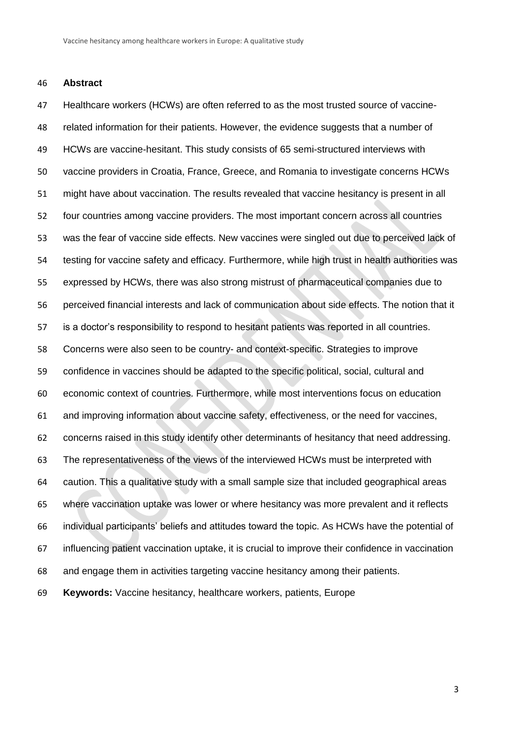## Abstract

Healthcare workers (HCWs) are often referred to as the most trusted source of vaccine-related information for their patients. However, the evidence suggests that a number of HCWs are vaccine-hesitant. This study consists of 65 semi-structured interviews with vaccine providers in Croatia, France, Greece, and Romania to investigate concerns HCWs might have about vaccination. The results revealed that vaccine hesitancy is present in all four countries among vaccine providers. The most important concern across all countries was the fear of vaccine side effects. New vaccines were singled out due to perceived lack of testing for vaccine safety and efficacy. Furthermore, while high trust in health authorities was expressed by HCWs, there was also strong mistrust of pharmaceutical companies due to perceived financial interests and lack of communication about side effects. The notion that it is a doctor's responsibility to respond to hesitant patients was reported in all countries. Concerns were also seen to be country- and context-specific. Strategies to improve confidence in vaccines should be adapted to the specific political, social, cultural and economic context of countries. Furthermore, while most interventions focus on education and improving information about vaccine safety, effectiveness, or the need for vaccines, concerns raised in this study identify other determinants of hesitancy that need addressing. The representativeness of the views of the interviewed HCWs must be interpreted with caution. This a qualitative study with a small sample size that included geographical areas where vaccination uptake was lower or where hesitancy was more prevalent and it reflects individual participants' beliefs and attitudes toward the topic. As HCWs have the potential of influencing patient vaccination uptake, it is crucial to improve their confidence in vaccination and engage them in activities targeting vaccine hesitancy among their patients.

**Keywords:** Vaccine hesitancy, healthcare workers, patients, Europe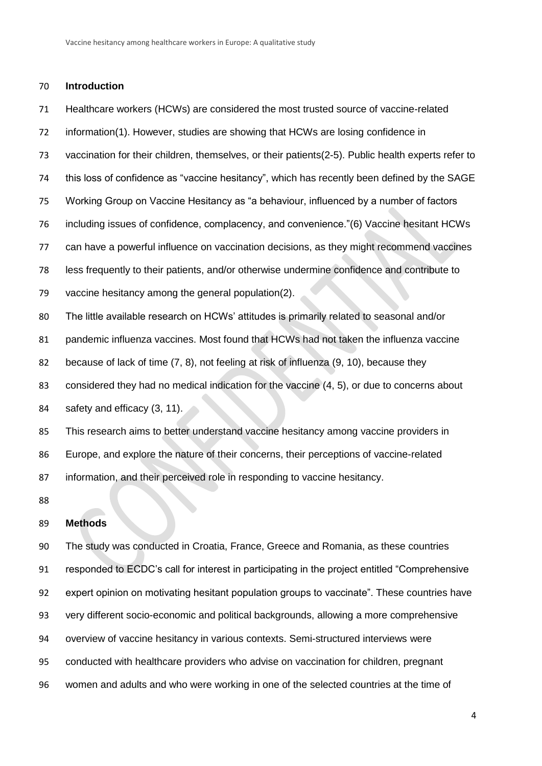## Introduction

Healthcare workers (HCWs) are considered the most trusted source of vaccine-related information(1). However, studies are showing that HCWs are losing confidence in vaccination for their children, themselves, or their patients(2-5). Public health experts refer to this loss of confidence as "vaccine hesitancy", which has recently been defined by the SAGE Working Group on Vaccine Hesitancy as "a behaviour, influenced by a number of factors including issues of confidence, complacency, and convenience."(6) Vaccine hesitant HCWs can have a powerful influence on vaccination decisions, as they might recommend vaccines less frequently to their patients, and/or otherwise undermine confidence and contribute to vaccine hesitancy among the general population(2).

The little available research on HCWs' attitudes is primarily related to seasonal and/or pandemic influenza vaccines. Most found that HCWs had not taken the influenza vaccine because of lack of time (7, 8), not feeling at risk of influenza (9, 10), because they considered they had no medical indication for the vaccine (4, 5), or due to concerns about safety and efficacy (3, 11).

This research aims to better understand vaccine hesitancy among vaccine providers in Europe, and explore the nature of their concerns, their perceptions of vaccine-related information, and their perceived role in responding to vaccine hesitancy.

## Methods

The study was conducted in Croatia, France, Greece and Romania, as these countries responded to ECDC's call for interest in participating in the project entitled "Comprehensive expert opinion on motivating hesitant population groups to vaccinate". These countries have very different socio-economic and political backgrounds, allowing a more comprehensive overview of vaccine hesitancy in various contexts. Semi-structured interviews were conducted with healthcare providers who advise on vaccination for children, pregnant women and adults and who were working in one of the selected countries at the time of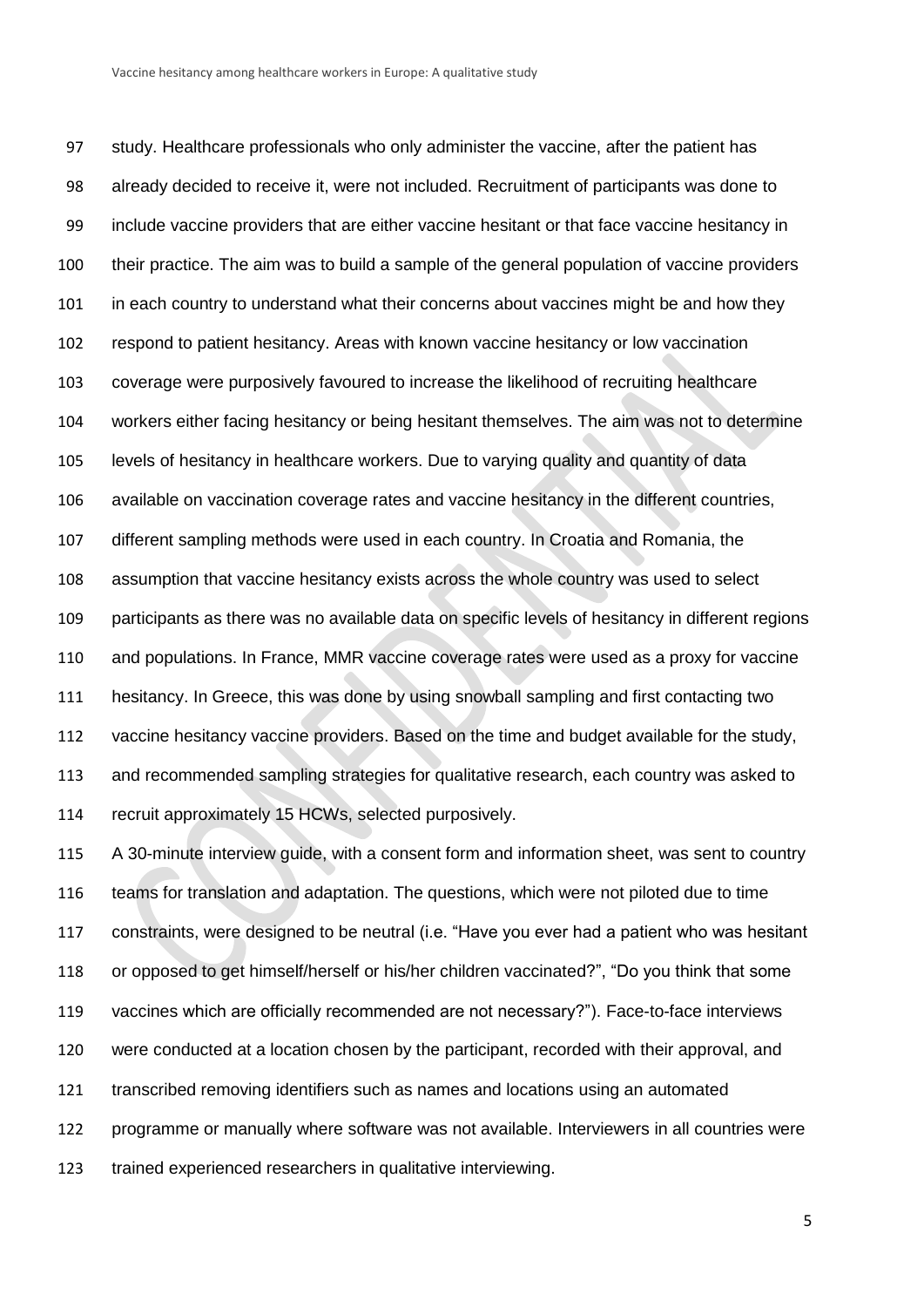study. Healthcare professionals who only administer the vaccine, after the patient has already decided to receive it, were not included. Recruitment of participants was done to include vaccine providers that are either vaccine hesitant or that face vaccine hesitancy in their practice. The aim was to build a sample of the general population of vaccine providers in each country to understand what their concerns about vaccines might be and how they respond to patient hesitancy. Areas with known vaccine hesitancy or low vaccination coverage were purposively favoured to increase the likelihood of recruiting healthcare workers either facing hesitancy or being hesitant themselves. The aim was not to determine levels of hesitancy in healthcare workers. Due to varying quality and quantity of data available on vaccination coverage rates and vaccine hesitancy in the different countries, different sampling methods were used in each country. In Croatia and Romania, the assumption that vaccine hesitancy exists across the whole country was used to select participants as there was no available data on specific levels of hesitancy in different regions and populations. In France, MMR vaccine coverage rates were used as a proxy for vaccine hesitancy. In Greece, this was done by using snowball sampling and first contacting two vaccine hesitancy vaccine providers. Based on the time and budget available for the study, and recommended sampling strategies for qualitative research, each country was asked to recruit approximately 15 HCWs, selected purposively.

A 30-minute interview guide, with a consent form and information sheet, was sent to country teams for translation and adaptation. The questions, which were not piloted due to time constraints, were designed to be neutral (i.e. "Have you ever had a patient who was hesitant or opposed to get himself/herself or his/her children vaccinated?", "Do you think that some vaccines which are officially recommended are not necessary?"). Face-to-face interviews were conducted at a location chosen by the participant, recorded with their approval, and transcribed removing identifiers such as names and locations using an automated programme or manually where software was not available. Interviewers in all countries were trained experienced researchers in qualitative interviewing.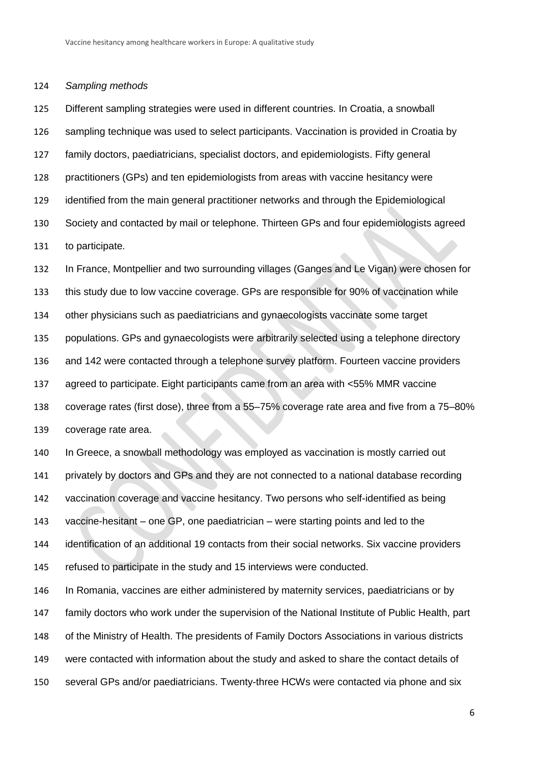*Sampling methods*

Different sampling strategies were used in different countries. In Croatia, a snowball sampling technique was used to select participants. Vaccination is provided in Croatia by family doctors, paediatricians, specialist doctors, and epidemiologists. Fifty general practitioners (GPs) and ten epidemiologists from areas with vaccine hesitancy were identified from the main general practitioner networks and through the Epidemiological Society and contacted by mail or telephone. Thirteen GPs and four epidemiologists agreed to participate.

In France, Montpellier and two surrounding villages (Ganges and Le Vigan) were chosen for this study due to low vaccine coverage. GPs are responsible for 90% of vaccination while other physicians such as paediatricians and gynaecologists vaccinate some target populations. GPs and gynaecologists were arbitrarily selected using a telephone directory and 142 were contacted through a telephone survey platform. Fourteen vaccine providers agreed to participate. Eight participants came from an area with <55% MMR vaccine coverage rates (first dose), three from a 55–75% coverage rate area and five from a 75–80% coverage rate area.

In Greece, a snowball methodology was employed as vaccination is mostly carried out privately by doctors and GPs and they are not connected to a national database recording vaccination coverage and vaccine hesitancy. Two persons who self-identified as being vaccine-hesitant – one GP, one paediatrician – were starting points and led to the identification of an additional 19 contacts from their social networks. Six vaccine providers refused to participate in the study and 15 interviews were conducted.

In Romania, vaccines are either administered by maternity services, paediatricians or by family doctors who work under the supervision of the National Institute of Public Health, part of the Ministry of Health. The presidents of Family Doctors Associations in various districts were contacted with information about the study and asked to share the contact details of several GPs and/or paediatricians. Twenty-three HCWs were contacted via phone and six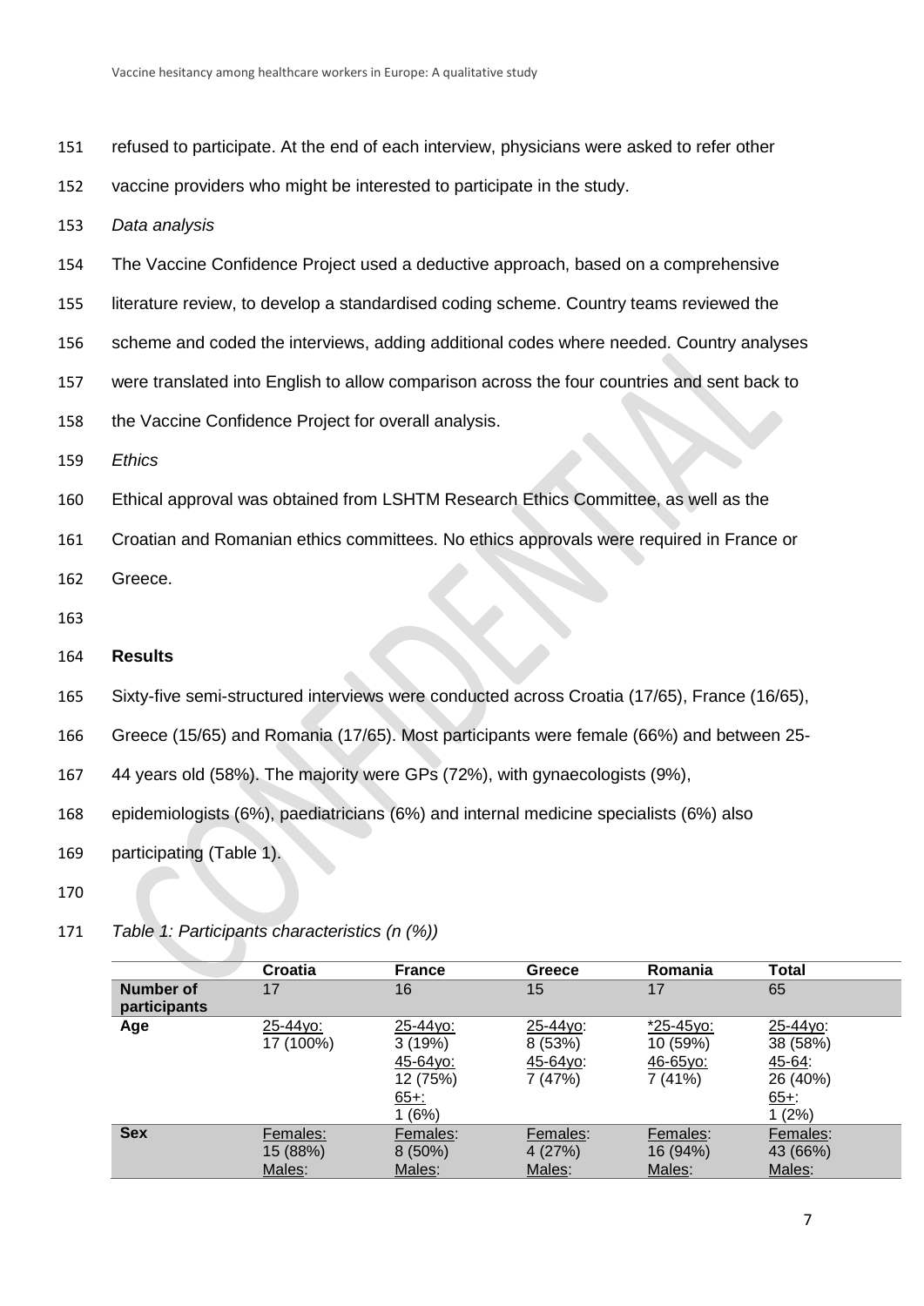refused to participate. At the end of each interview, physicians were asked to refer other vaccine providers who might be interested to participate in the study.

*Data analysis*

The Vaccine Confidence Project used a deductive approach, based on a comprehensive literature review, to develop a standardised coding scheme. Country teams reviewed the scheme and coded the interviews, adding additional codes where needed. Country analyses were translated into English to allow comparison across the four countries and sent back to the Vaccine Confidence Project for overall analysis.

*Ethics*

Ethical approval was obtained from LSHTM Research Ethics Committee, as well as the Croatian and Romanian ethics committees. No ethics approvals were required in France or Greece.

**Results**

Sixty-five semi-structured interviews were conducted across Croatia (17/65), France (16/65), Greece (15/65) and Romania (17/65). Most participants were female (66%) and between 25-44 years old (58%). The majority were GPs (72%), with gynaecologists (9%), epidemiologists (6%), paediatricians (6%) and internal medicine specialists (6%) also participating (Table 1).

*Table 1: Participants characteristics (n (%))*

| | Croatia | France | Greece | Romania | Total |
|---|---|---|---|---|---|
| **Number of participants** | 17 | 16 | 15 | 17 | 65 |
| **Age** | 25-44yo: 17 (100%) | 25-44yo: 3 (19%) 45-64yo: 12 (75%) 65+: 1 (6%) | 25-44yo: 8 (53%) 45-64yo: 7 (47%) | *25-45yo: 10 (59%) 46-65yo: 7 (41%) | 25-44yo: 38 (58%) 45-64: 26 (40%) 65+: 1 (2%) |
| **Sex** | Females: 15 (88%) Males: | Females: 8 (50%) Males: | Females: 4 (27%) Males: | Females: 16 (94%) Males: | Females: 43 (66%) Males: |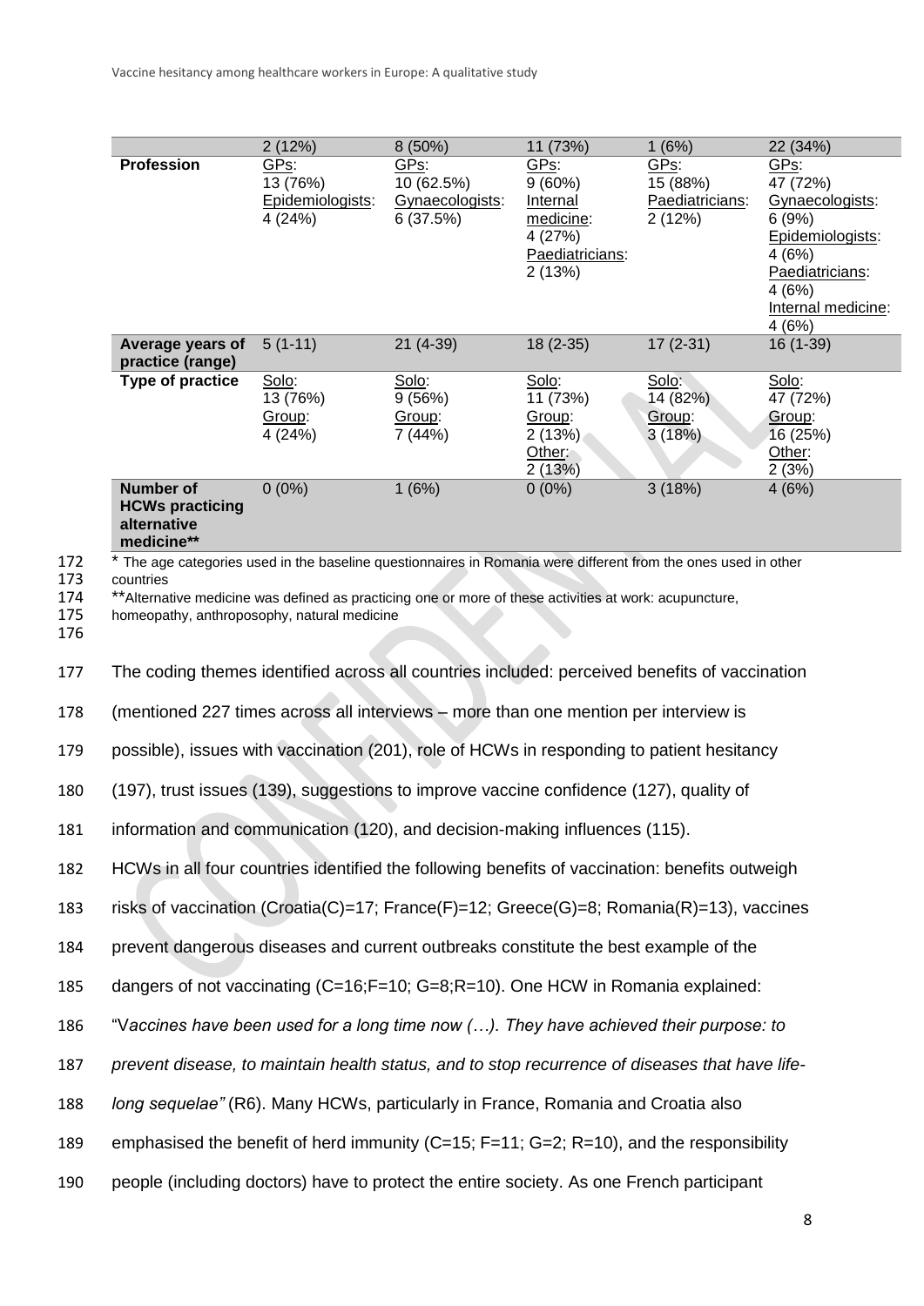| | 2 (12%) | 8 (50%) | 11 (73%) | 1 (6%) | 22 (34%) |
|---|---|---|---|---|---|
| **Profession** | GPs: 13 (76%) Epidemiologists: 4 (24%) | GPs: 10 (62.5%) Gynaecologists: 6 (37.5%) | GPs: 9 (60%) Internal medicine: 4 (27%) Paediatricians: 2 (13%) | GPs: 15 (88%) Paediatricians: 2 (12%) | GPs: 47 (72%) Gynaecologists: 6 (9%) Epidemiologists: 4 (6%) Paediatricians: 4 (6%) Internal medicine: 4 (6%) |
| **Average years of practice (range)** | 5 (1-11) | 21 (4-39) | 18 (2-35) | 17 (2-31) | 16 (1-39) |
| **Type of practice** | Solo: 13 (76%) Group: 4 (24%) | Solo: 9 (56%) Group: 7 (44%) | Solo: 11 (73%) Group: 2 (13%) Other: 2 (13%) | Solo: 14 (82%) Group: 3 (18%) | Solo: 47 (72%) Group: 16 (25%) Other: 2 (3%) |
| **Number of HCWs practicing alternative medicine**** | 0 (0%) | 1 (6%) | 0 (0%) | 3 (18%) | 4 (6%) |

\* The age categories used in the baseline questionnaires in Romania were different from the ones used in other countries

**Alternative medicine was defined as practicing one or more of these activities at work: acupuncture, homeopathy, anthroposophy, natural medicine

The coding themes identified across all countries included: perceived benefits of vaccination (mentioned 227 times across all interviews – more than one mention per interview is possible), issues with vaccination (201), role of HCWs in responding to patient hesitancy (197), trust issues (139), suggestions to improve vaccine confidence (127), quality of information and communication (120), and decision-making influences (115).

HCWs in all four countries identified the following benefits of vaccination: benefits outweigh risks of vaccination (Croatia(C)=17; France(F)=12; Greece(G)=8; Romania(R)=13), vaccines prevent dangerous diseases and current outbreaks constitute the best example of the dangers of not vaccinating (C=16;F=10; G=8;R=10). One HCW in Romania explained: "*Vaccines have been used for a long time now (…). They have achieved their purpose: to prevent disease, to maintain health status, and to stop recurrence of diseases that have life-long sequelae"* (R6). Many HCWs, particularly in France, Romania and Croatia also emphasised the benefit of herd immunity (C=15; F=11; G=2; R=10), and the responsibility people (including doctors) have to protect the entire society. As one French participant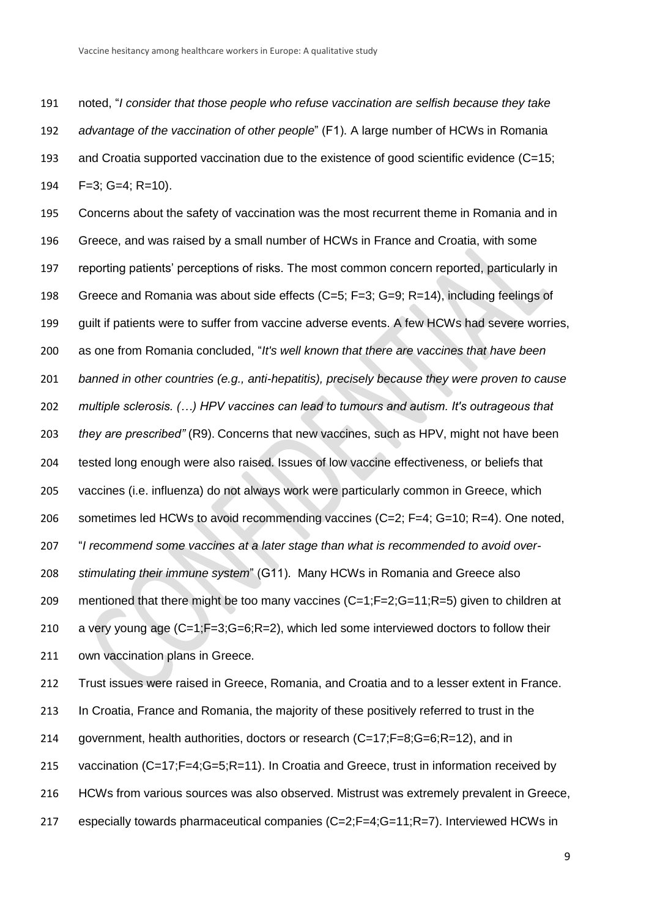noted, "*I consider that those people who refuse vaccination are selfish because they take advantage of the vaccination of other people*" (F1). A large number of HCWs in Romania and Croatia supported vaccination due to the existence of good scientific evidence (C=15; F=3; G=4; R=10).

Concerns about the safety of vaccination was the most recurrent theme in Romania and in Greece, and was raised by a small number of HCWs in France and Croatia, with some reporting patients' perceptions of risks. The most common concern reported, particularly in Greece and Romania was about side effects (C=5; F=3; G=9; R=14), including feelings of guilt if patients were to suffer from vaccine adverse events. A few HCWs had severe worries, as one from Romania concluded, "*It's well known that there are vaccines that have been banned in other countries (e.g., anti-hepatitis), precisely because they were proven to cause multiple sclerosis. (…) HPV vaccines can lead to tumours and autism. It's outrageous that they are prescribed"* (R9). Concerns that new vaccines, such as HPV, might not have been tested long enough were also raised. Issues of low vaccine effectiveness, or beliefs that vaccines (i.e. influenza) do not always work were particularly common in Greece, which sometimes led HCWs to avoid recommending vaccines (C=2; F=4; G=10; R=4). One noted, "*I recommend some vaccines at a later stage than what is recommended to avoid over-stimulating their immune system*" (G11). Many HCWs in Romania and Greece also mentioned that there might be too many vaccines (C=1;F=2;G=11;R=5) given to children at a very young age (C=1;F=3;G=6;R=2), which led some interviewed doctors to follow their own vaccination plans in Greece.

Trust issues were raised in Greece, Romania, and Croatia and to a lesser extent in France. In Croatia, France and Romania, the majority of these positively referred to trust in the government, health authorities, doctors or research (C=17;F=8;G=6;R=12), and in vaccination (C=17;F=4;G=5;R=11). In Croatia and Greece, trust in information received by HCWs from various sources was also observed. Mistrust was extremely prevalent in Greece, especially towards pharmaceutical companies (C=2;F=4;G=11;R=7). Interviewed HCWs in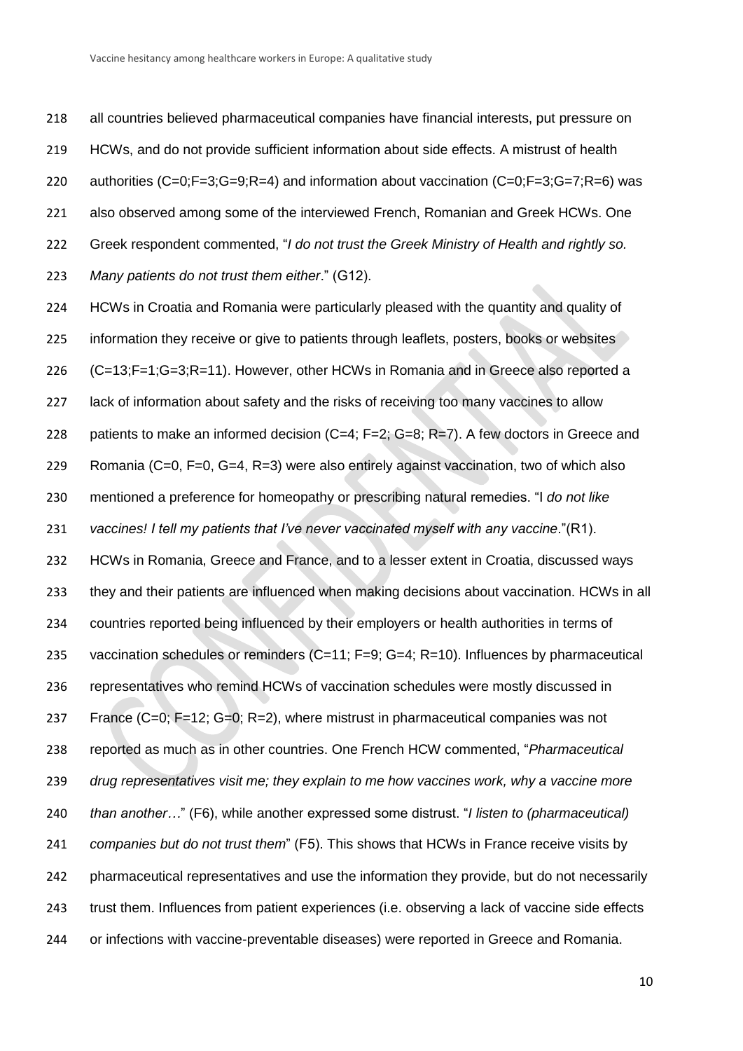all countries believed pharmaceutical companies have financial interests, put pressure on HCWs, and do not provide sufficient information about side effects. A mistrust of health authorities (C=0;F=3;G=9;R=4) and information about vaccination (C=0;F=3;G=7;R=6) was also observed among some of the interviewed French, Romanian and Greek HCWs. One Greek respondent commented, "*I do not trust the Greek Ministry of Health and rightly so. Many patients do not trust them either*." (G12).

HCWs in Croatia and Romania were particularly pleased with the quantity and quality of information they receive or give to patients through leaflets, posters, books or websites (C=13;F=1;G=3;R=11). However, other HCWs in Romania and in Greece also reported a lack of information about safety and the risks of receiving too many vaccines to allow patients to make an informed decision (C=4; F=2; G=8; R=7). A few doctors in Greece and Romania (C=0, F=0, G=4, R=3) were also entirely against vaccination, two of which also mentioned a preference for homeopathy or prescribing natural remedies. "I *do not like vaccines! I tell my patients that I've never vaccinated myself with any vaccine*."(R1).

HCWs in Romania, Greece and France, and to a lesser extent in Croatia, discussed ways they and their patients are influenced when making decisions about vaccination. HCWs in all countries reported being influenced by their employers or health authorities in terms of vaccination schedules or reminders (C=11; F=9; G=4; R=10). Influences by pharmaceutical representatives who remind HCWs of vaccination schedules were mostly discussed in France (C=0; F=12; G=0; R=2), where mistrust in pharmaceutical companies was not reported as much as in other countries. One French HCW commented, "*Pharmaceutical drug representatives visit me; they explain to me how vaccines work, why a vaccine more than another…*" (F6), while another expressed some distrust. "*I listen to (pharmaceutical) companies but do not trust them*" (F5). This shows that HCWs in France receive visits by pharmaceutical representatives and use the information they provide, but do not necessarily trust them. Influences from patient experiences (i.e. observing a lack of vaccine side effects or infections with vaccine-preventable diseases) were reported in Greece and Romania.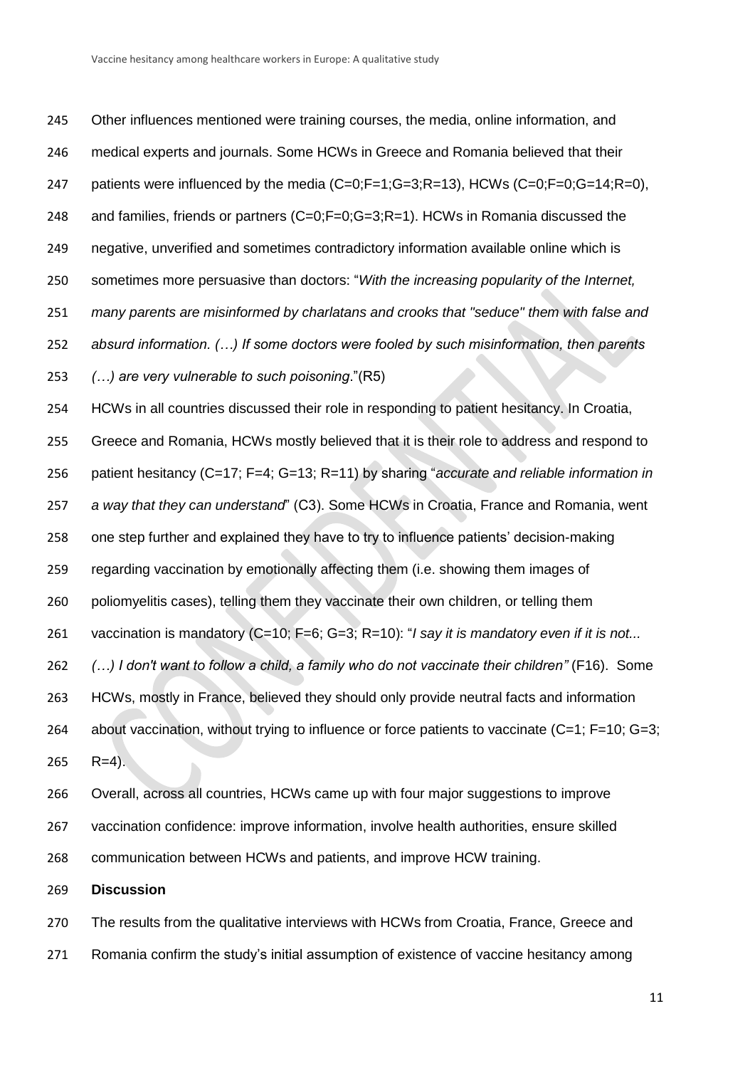Other influences mentioned were training courses, the media, online information, and medical experts and journals. Some HCWs in Greece and Romania believed that their patients were influenced by the media (C=0;F=1;G=3;R=13), HCWs (C=0;F=0;G=14;R=0), and families, friends or partners (C=0;F=0;G=3;R=1). HCWs in Romania discussed the negative, unverified and sometimes contradictory information available online which is sometimes more persuasive than doctors: "*With the increasing popularity of the Internet, many parents are misinformed by charlatans and crooks that "seduce" them with false and absurd information. (…) If some doctors were fooled by such misinformation, then parents (…) are very vulnerable to such poisoning*."(R5)

HCWs in all countries discussed their role in responding to patient hesitancy. In Croatia, Greece and Romania, HCWs mostly believed that it is their role to address and respond to patient hesitancy (C=17; F=4; G=13; R=11) by sharing "*accurate and reliable information in a way that they can understand*" (C3). Some HCWs in Croatia, France and Romania, went one step further and explained they have to try to influence patients' decision-making regarding vaccination by emotionally affecting them (i.e. showing them images of poliomyelitis cases), telling them they vaccinate their own children, or telling them vaccination is mandatory (C=10; F=6; G=3; R=10): "*I say it is mandatory even if it is not... (…) I don't want to follow a child, a family who do not vaccinate their children"* (F16). Some HCWs, mostly in France, believed they should only provide neutral facts and information about vaccination, without trying to influence or force patients to vaccinate (C=1; F=10; G=3; R=4).

Overall, across all countries, HCWs came up with four major suggestions to improve vaccination confidence: improve information, involve health authorities, ensure skilled communication between HCWs and patients, and improve HCW training.

## Discussion

The results from the qualitative interviews with HCWs from Croatia, France, Greece and Romania confirm the study's initial assumption of existence of vaccine hesitancy among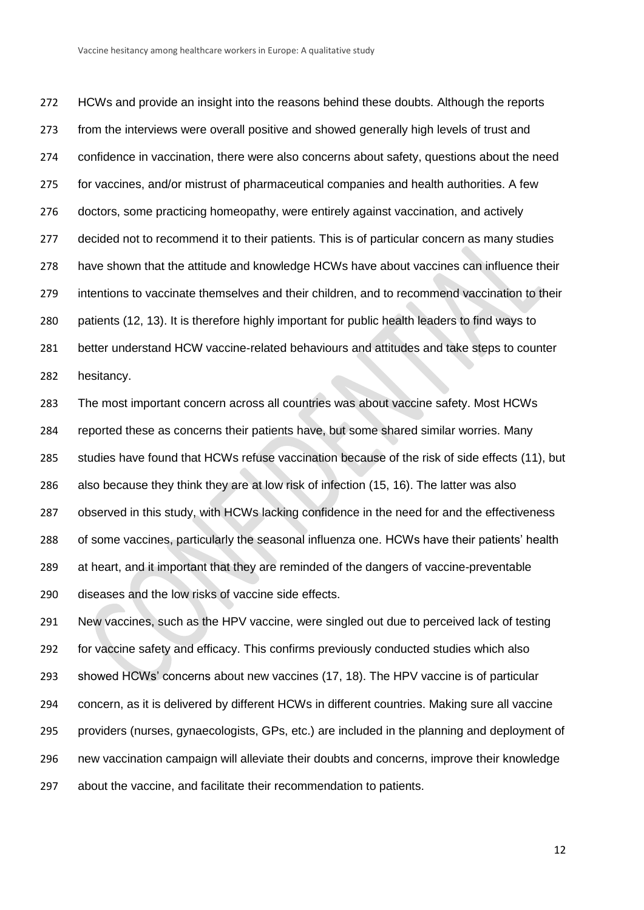HCWs and provide an insight into the reasons behind these doubts. Although the reports from the interviews were overall positive and showed generally high levels of trust and confidence in vaccination, there were also concerns about safety, questions about the need for vaccines, and/or mistrust of pharmaceutical companies and health authorities. A few doctors, some practicing homeopathy, were entirely against vaccination, and actively decided not to recommend it to their patients. This is of particular concern as many studies have shown that the attitude and knowledge HCWs have about vaccines can influence their intentions to vaccinate themselves and their children, and to recommend vaccination to their patients (12, 13). It is therefore highly important for public health leaders to find ways to better understand HCW vaccine-related behaviours and attitudes and take steps to counter hesitancy.

The most important concern across all countries was about vaccine safety. Most HCWs reported these as concerns their patients have, but some shared similar worries. Many studies have found that HCWs refuse vaccination because of the risk of side effects (11), but also because they think they are at low risk of infection (15, 16). The latter was also observed in this study, with HCWs lacking confidence in the need for and the effectiveness of some vaccines, particularly the seasonal influenza one. HCWs have their patients' health at heart, and it important that they are reminded of the dangers of vaccine-preventable diseases and the low risks of vaccine side effects.

New vaccines, such as the HPV vaccine, were singled out due to perceived lack of testing for vaccine safety and efficacy. This confirms previously conducted studies which also showed HCWs' concerns about new vaccines (17, 18). The HPV vaccine is of particular concern, as it is delivered by different HCWs in different countries. Making sure all vaccine providers (nurses, gynaecologists, GPs, etc.) are included in the planning and deployment of new vaccination campaign will alleviate their doubts and concerns, improve their knowledge about the vaccine, and facilitate their recommendation to patients.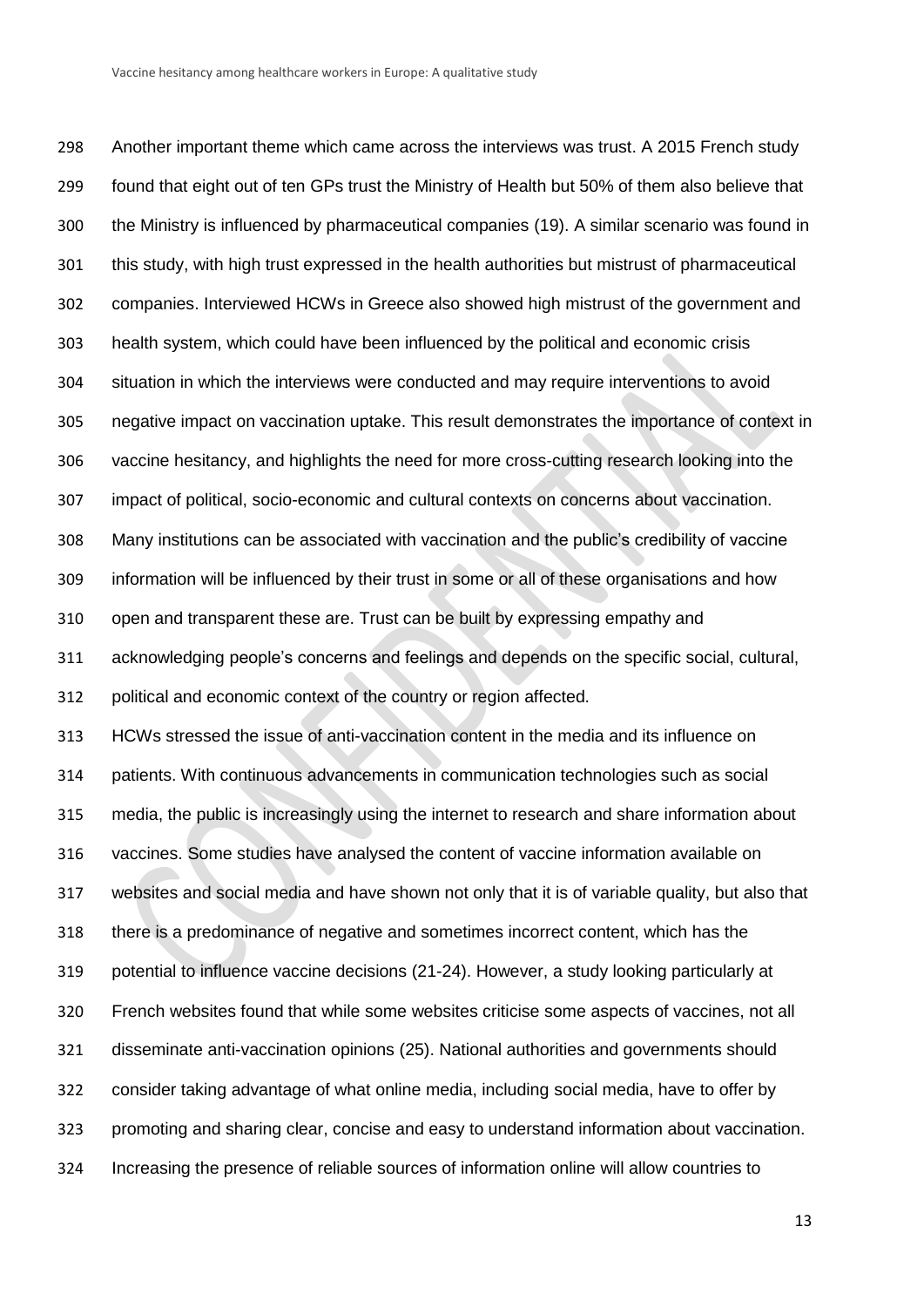Another important theme which came across the interviews was trust. A 2015 French study found that eight out of ten GPs trust the Ministry of Health but 50% of them also believe that the Ministry is influenced by pharmaceutical companies (19). A similar scenario was found in this study, with high trust expressed in the health authorities but mistrust of pharmaceutical companies. Interviewed HCWs in Greece also showed high mistrust of the government and health system, which could have been influenced by the political and economic crisis situation in which the interviews were conducted and may require interventions to avoid negative impact on vaccination uptake. This result demonstrates the importance of context in vaccine hesitancy, and highlights the need for more cross-cutting research looking into the impact of political, socio-economic and cultural contexts on concerns about vaccination. Many institutions can be associated with vaccination and the public's credibility of vaccine information will be influenced by their trust in some or all of these organisations and how open and transparent these are. Trust can be built by expressing empathy and acknowledging people's concerns and feelings and depends on the specific social, cultural, political and economic context of the country or region affected.

HCWs stressed the issue of anti-vaccination content in the media and its influence on patients. With continuous advancements in communication technologies such as social media, the public is increasingly using the internet to research and share information about vaccines. Some studies have analysed the content of vaccine information available on websites and social media and have shown not only that it is of variable quality, but also that there is a predominance of negative and sometimes incorrect content, which has the potential to influence vaccine decisions (21-24). However, a study looking particularly at French websites found that while some websites criticise some aspects of vaccines, not all disseminate anti-vaccination opinions (25). National authorities and governments should consider taking advantage of what online media, including social media, have to offer by promoting and sharing clear, concise and easy to understand information about vaccination. Increasing the presence of reliable sources of information online will allow countries to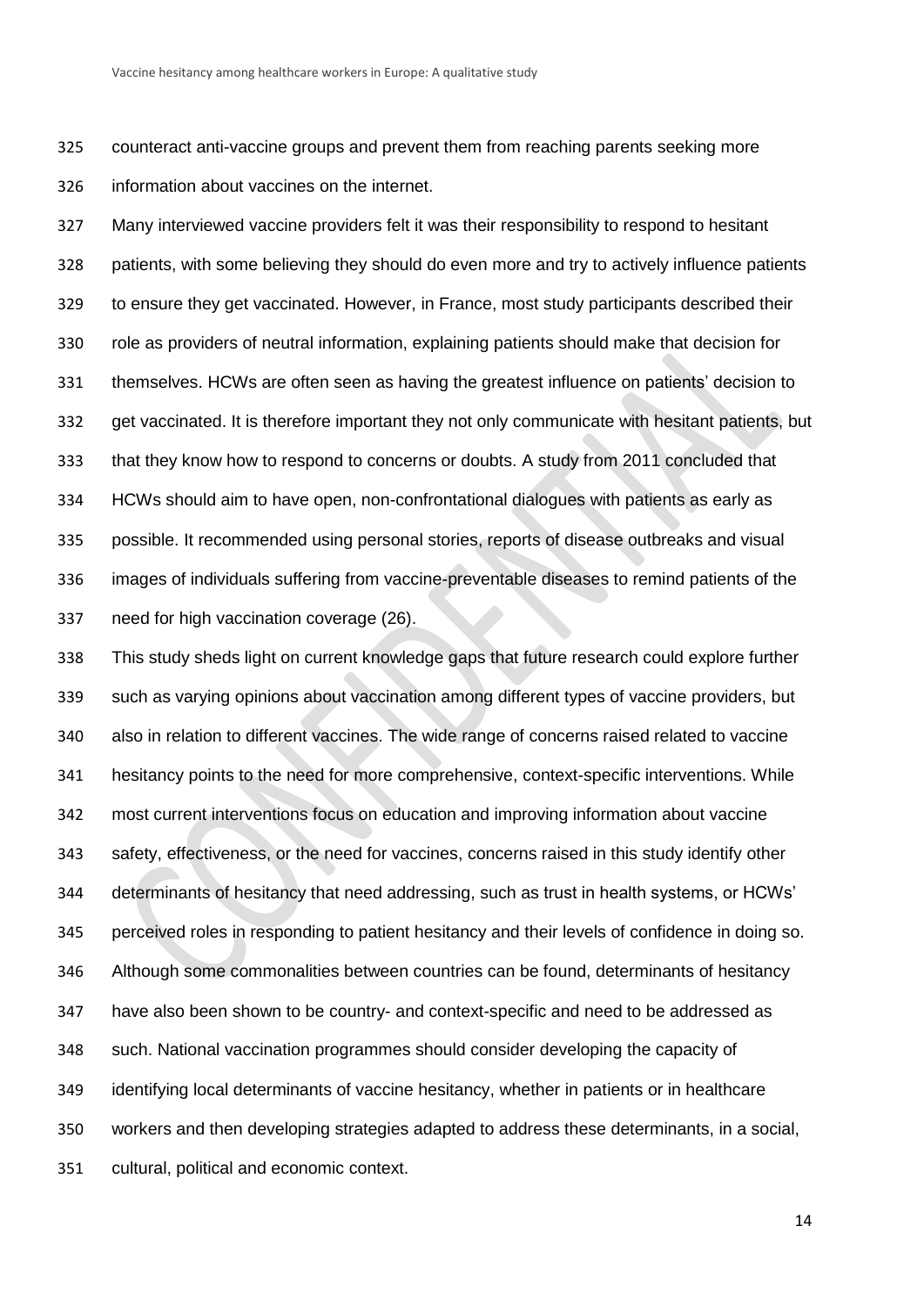counteract anti-vaccine groups and prevent them from reaching parents seeking more information about vaccines on the internet.

Many interviewed vaccine providers felt it was their responsibility to respond to hesitant patients, with some believing they should do even more and try to actively influence patients to ensure they get vaccinated. However, in France, most study participants described their role as providers of neutral information, explaining patients should make that decision for themselves. HCWs are often seen as having the greatest influence on patients' decision to get vaccinated. It is therefore important they not only communicate with hesitant patients, but that they know how to respond to concerns or doubts. A study from 2011 concluded that HCWs should aim to have open, non-confrontational dialogues with patients as early as possible. It recommended using personal stories, reports of disease outbreaks and visual images of individuals suffering from vaccine-preventable diseases to remind patients of the need for high vaccination coverage (26).

This study sheds light on current knowledge gaps that future research could explore further such as varying opinions about vaccination among different types of vaccine providers, but also in relation to different vaccines. The wide range of concerns raised related to vaccine hesitancy points to the need for more comprehensive, context-specific interventions. While most current interventions focus on education and improving information about vaccine safety, effectiveness, or the need for vaccines, concerns raised in this study identify other determinants of hesitancy that need addressing, such as trust in health systems, or HCWs' perceived roles in responding to patient hesitancy and their levels of confidence in doing so. Although some commonalities between countries can be found, determinants of hesitancy have also been shown to be country- and context-specific and need to be addressed as such. National vaccination programmes should consider developing the capacity of identifying local determinants of vaccine hesitancy, whether in patients or in healthcare workers and then developing strategies adapted to address these determinants, in a social, cultural, political and economic context.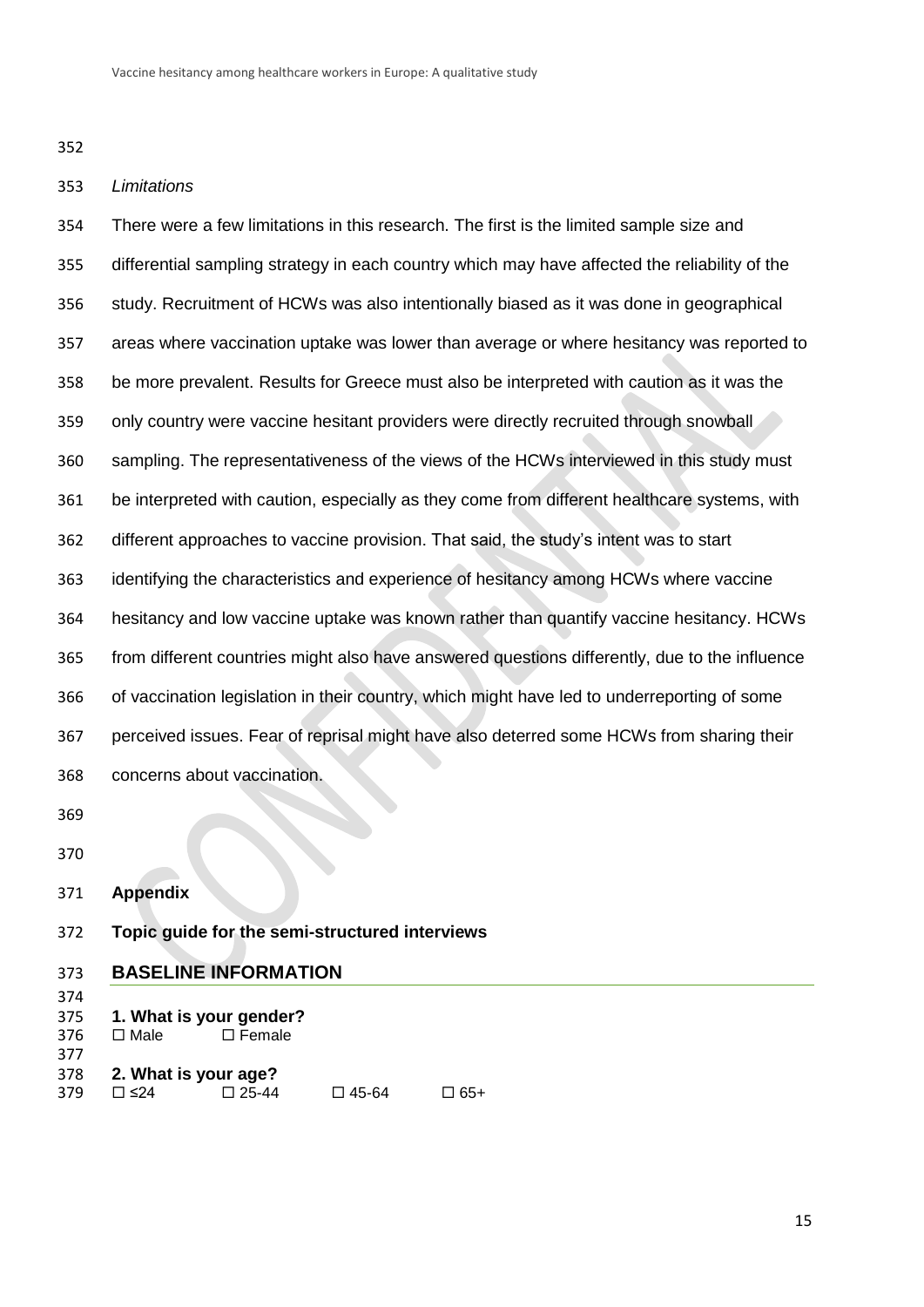*Limitations*

There were a few limitations in this research. The first is the limited sample size and differential sampling strategy in each country which may have affected the reliability of the study. Recruitment of HCWs was also intentionally biased as it was done in geographical areas where vaccination uptake was lower than average or where hesitancy was reported to be more prevalent. Results for Greece must also be interpreted with caution as it was the only country were vaccine hesitant providers were directly recruited through snowball sampling. The representativeness of the views of the HCWs interviewed in this study must be interpreted with caution, especially as they come from different healthcare systems, with different approaches to vaccine provision. That said, the study's intent was to start identifying the characteristics and experience of hesitancy among HCWs where vaccine hesitancy and low vaccine uptake was known rather than quantify vaccine hesitancy. HCWs from different countries might also have answered questions differently, due to the influence of vaccination legislation in their country, which might have led to underreporting of some perceived issues. Fear of reprisal might have also deterred some HCWs from sharing their concerns about vaccination.

**Appendix**

**Topic guide for the semi-structured interviews**

## BASELINE INFORMATION

**1. What is your gender?**

☐ Male ☐ Female

**2. What is your age?**

☐ ≤24 ☐ 25-44 ☐ 45-64 ☐ 65+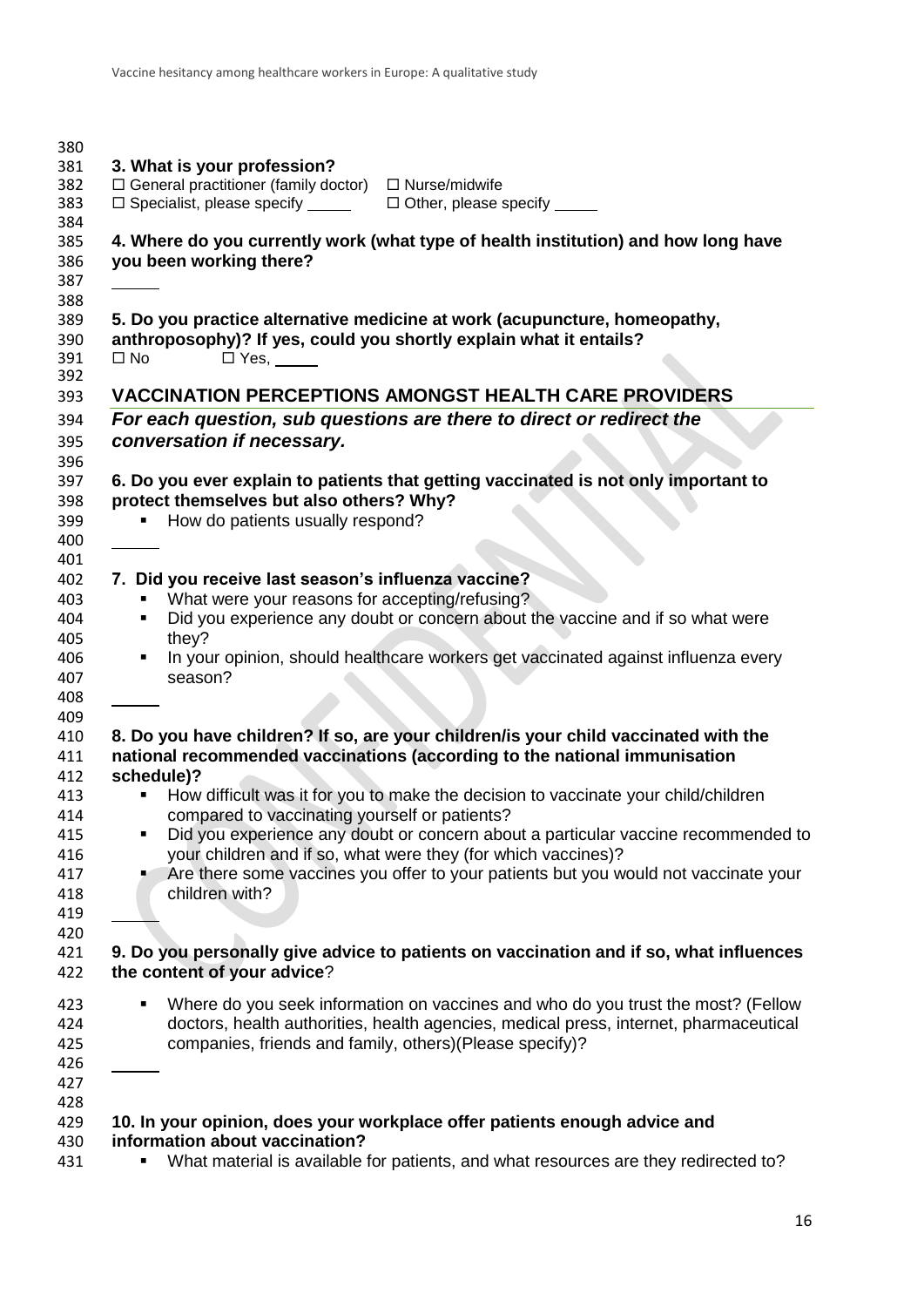**3. What is your profession?**

☐ General practitioner (family doctor) ☐ Nurse/midwife
☐ Specialist, please specify _____ ☐ Other, please specify _____

**4. Where do you currently work (what type of health institution) and how long have you been working there?**

_____

**5. Do you practice alternative medicine at work (acupuncture, homeopathy, anthroposophy)? If yes, could you shortly explain what it entails?**

☐ No ☐ Yes, _____

## VACCINATION PERCEPTIONS AMONGST HEALTH CARE PROVIDERS

***For each question, sub questions are there to direct or redirect the conversation if necessary.***

**6. Do you ever explain to patients that getting vaccinated is not only important to protect themselves but also others? Why?**

- How do patients usually respond?

_____

**7. Did you receive last season's influenza vaccine?**

- What were your reasons for accepting/refusing?
- Did you experience any doubt or concern about the vaccine and if so what were they?
- In your opinion, should healthcare workers get vaccinated against influenza every season?

_____

**8. Do you have children? If so, are your children/is your child vaccinated with the national recommended vaccinations (according to the national immunisation schedule)?**

- How difficult was it for you to make the decision to vaccinate your child/children compared to vaccinating yourself or patients?
- Did you experience any doubt or concern about a particular vaccine recommended to your children and if so, what were they (for which vaccines)?
- Are there some vaccines you offer to your patients but you would not vaccinate your children with?

_____

**9. Do you personally give advice to patients on vaccination and if so, what influences the content of your advice**?

- Where do you seek information on vaccines and who do you trust the most? (Fellow doctors, health authorities, health agencies, medical press, internet, pharmaceutical companies, friends and family, others)(Please specify)?

_____

**10. In your opinion, does your workplace offer patients enough advice and information about vaccination?**

- What material is available for patients, and what resources are they redirected to?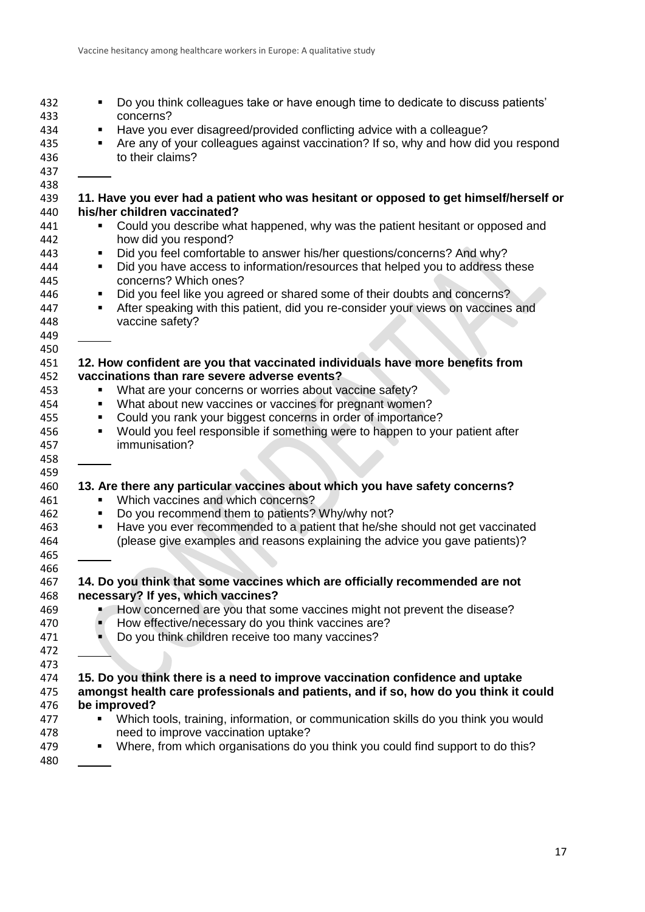- Do you think colleagues take or have enough time to dedicate to discuss patients' concerns?
- Have you ever disagreed/provided conflicting advice with a colleague?
- Are any of your colleagues against vaccination? If so, why and how did you respond to their claims?

---

**11. Have you ever had a patient who was hesitant or opposed to get himself/herself or his/her children vaccinated?**

- Could you describe what happened, why was the patient hesitant or opposed and how did you respond?
- Did you feel comfortable to answer his/her questions/concerns? And why?
- Did you have access to information/resources that helped you to address these concerns? Which ones?
- Did you feel like you agreed or shared some of their doubts and concerns?
- After speaking with this patient, did you re-consider your views on vaccines and vaccine safety?

---

**12. How confident are you that vaccinated individuals have more benefits from vaccinations than rare severe adverse events?**

- What are your concerns or worries about vaccine safety?
- What about new vaccines or vaccines for pregnant women?
- Could you rank your biggest concerns in order of importance?
- Would you feel responsible if something were to happen to your patient after immunisation?

---

**13. Are there any particular vaccines about which you have safety concerns?**

- Which vaccines and which concerns?
- Do you recommend them to patients? Why/why not?
- Have you ever recommended to a patient that he/she should not get vaccinated (please give examples and reasons explaining the advice you gave patients)?

---

**14. Do you think that some vaccines which are officially recommended are not necessary? If yes, which vaccines?**

- How concerned are you that some vaccines might not prevent the disease?
- How effective/necessary do you think vaccines are?
- Do you think children receive too many vaccines?

---

**15. Do you think there is a need to improve vaccination confidence and uptake amongst health care professionals and patients, and if so, how do you think it could be improved?**

- Which tools, training, information, or communication skills do you think you would need to improve vaccination uptake?
- Where, from which organisations do you think you could find support to do this?

---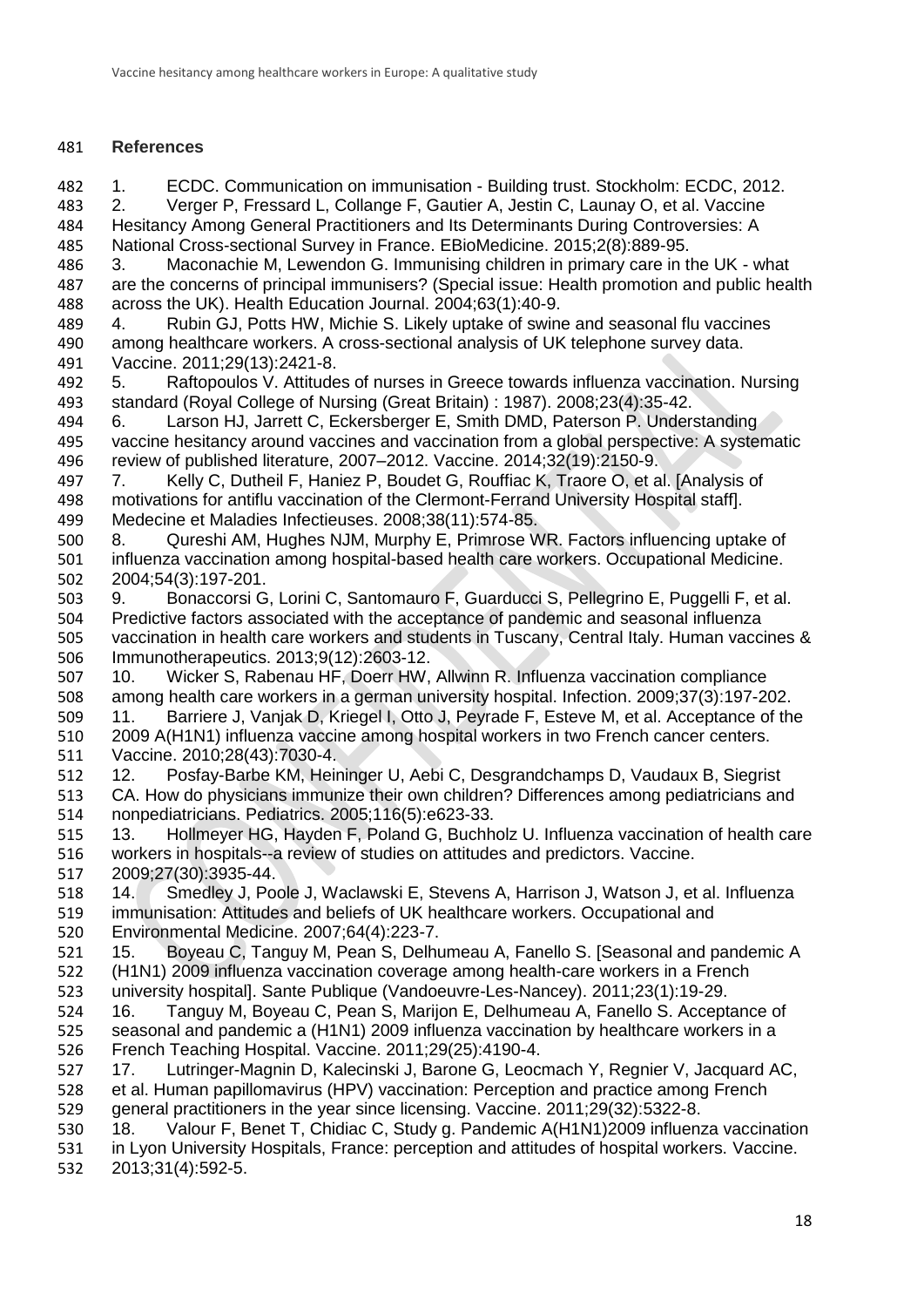**References**

1. ECDC. Communication on immunisation - Building trust. Stockholm: ECDC, 2012.
2. Verger P, Fressard L, Collange F, Gautier A, Jestin C, Launay O, et al. Vaccine Hesitancy Among General Practitioners and Its Determinants During Controversies: A National Cross-sectional Survey in France. EBioMedicine. 2015;2(8):889-95.
3. Maconachie M, Lewendon G. Immunising children in primary care in the UK - what are the concerns of principal immunisers? (Special issue: Health promotion and public health across the UK). Health Education Journal. 2004;63(1):40-9.
4. Rubin GJ, Potts HW, Michie S. Likely uptake of swine and seasonal flu vaccines among healthcare workers. A cross-sectional analysis of UK telephone survey data. Vaccine. 2011;29(13):2421-8.
5. Raftopoulos V. Attitudes of nurses in Greece towards influenza vaccination. Nursing standard (Royal College of Nursing (Great Britain) : 1987). 2008;23(4):35-42.
6. Larson HJ, Jarrett C, Eckersberger E, Smith DMD, Paterson P. Understanding vaccine hesitancy around vaccines and vaccination from a global perspective: A systematic review of published literature, 2007–2012. Vaccine. 2014;32(19):2150-9.
7. Kelly C, Dutheil F, Haniez P, Boudet G, Rouffiac K, Traore O, et al. [Analysis of motivations for antiflu vaccination of the Clermont-Ferrand University Hospital staff]. Medecine et Maladies Infectieuses. 2008;38(11):574-85.
8. Qureshi AM, Hughes NJM, Murphy E, Primrose WR. Factors influencing uptake of influenza vaccination among hospital-based health care workers. Occupational Medicine. 2004;54(3):197-201.
9. Bonaccorsi G, Lorini C, Santomauro F, Guarducci S, Pellegrino E, Puggelli F, et al. Predictive factors associated with the acceptance of pandemic and seasonal influenza vaccination in health care workers and students in Tuscany, Central Italy. Human vaccines & Immunotherapeutics. 2013;9(12):2603-12.
10. Wicker S, Rabenau HF, Doerr HW, Allwinn R. Influenza vaccination compliance among health care workers in a german university hospital. Infection. 2009;37(3):197-202.
11. Barriere J, Vanjak D, Kriegel I, Otto J, Peyrade F, Esteve M, et al. Acceptance of the 2009 A(H1N1) influenza vaccine among hospital workers in two French cancer centers. Vaccine. 2010;28(43):7030-4.
12. Posfay-Barbe KM, Heininger U, Aebi C, Desgrandchamps D, Vaudaux B, Siegrist CA. How do physicians immunize their own children? Differences among pediatricians and nonpediatricians. Pediatrics. 2005;116(5):e623-33.
13. Hollmeyer HG, Hayden F, Poland G, Buchholz U. Influenza vaccination of health care workers in hospitals--a review of studies on attitudes and predictors. Vaccine. 2009;27(30):3935-44.
14. Smedley J, Poole J, Waclawski E, Stevens A, Harrison J, Watson J, et al. Influenza immunisation: Attitudes and beliefs of UK healthcare workers. Occupational and Environmental Medicine. 2007;64(4):223-7.
15. Boyeau C, Tanguy M, Pean S, Delhumeau A, Fanello S. [Seasonal and pandemic A (H1N1) 2009 influenza vaccination coverage among health-care workers in a French university hospital]. Sante Publique (Vandoeuvre-Les-Nancey). 2011;23(1):19-29.
16. Tanguy M, Boyeau C, Pean S, Marijon E, Delhumeau A, Fanello S. Acceptance of seasonal and pandemic a (H1N1) 2009 influenza vaccination by healthcare workers in a French Teaching Hospital. Vaccine. 2011;29(25):4190-4.
17. Lutringer-Magnin D, Kalecinski J, Barone G, Leocmach Y, Regnier V, Jacquard AC, et al. Human papillomavirus (HPV) vaccination: Perception and practice among French general practitioners in the year since licensing. Vaccine. 2011;29(32):5322-8.
18. Valour F, Benet T, Chidiac C, Study g. Pandemic A(H1N1)2009 influenza vaccination in Lyon University Hospitals, France: perception and attitudes of hospital workers. Vaccine. 2013;31(4):592-5.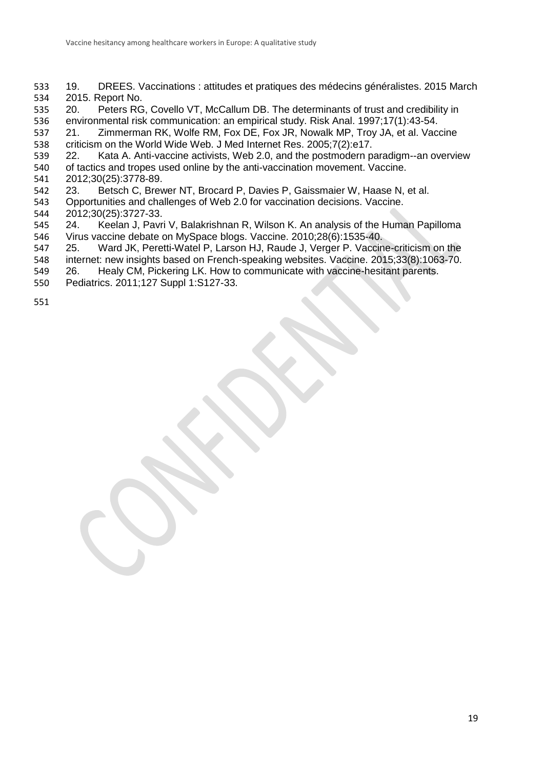19. DREES. Vaccinations : attitudes et pratiques des médecins généralistes. 2015 March 2015. Report No.

20. Peters RG, Covello VT, McCallum DB. The determinants of trust and credibility in environmental risk communication: an empirical study. Risk Anal. 1997;17(1):43-54.

21. Zimmerman RK, Wolfe RM, Fox DE, Fox JR, Nowalk MP, Troy JA, et al. Vaccine criticism on the World Wide Web. J Med Internet Res. 2005;7(2):e17.

22. Kata A. Anti-vaccine activists, Web 2.0, and the postmodern paradigm--an overview of tactics and tropes used online by the anti-vaccination movement. Vaccine. 2012;30(25):3778-89.

23. Betsch C, Brewer NT, Brocard P, Davies P, Gaissmaier W, Haase N, et al. Opportunities and challenges of Web 2.0 for vaccination decisions. Vaccine. 2012;30(25):3727-33.

24. Keelan J, Pavri V, Balakrishnan R, Wilson K. An analysis of the Human Papilloma Virus vaccine debate on MySpace blogs. Vaccine. 2010;28(6):1535-40.

25. Ward JK, Peretti-Watel P, Larson HJ, Raude J, Verger P. Vaccine-criticism on the internet: new insights based on French-speaking websites. Vaccine. 2015;33(8):1063-70.

26. Healy CM, Pickering LK. How to communicate with vaccine-hesitant parents. Pediatrics. 2011;127 Suppl 1:S127-33.